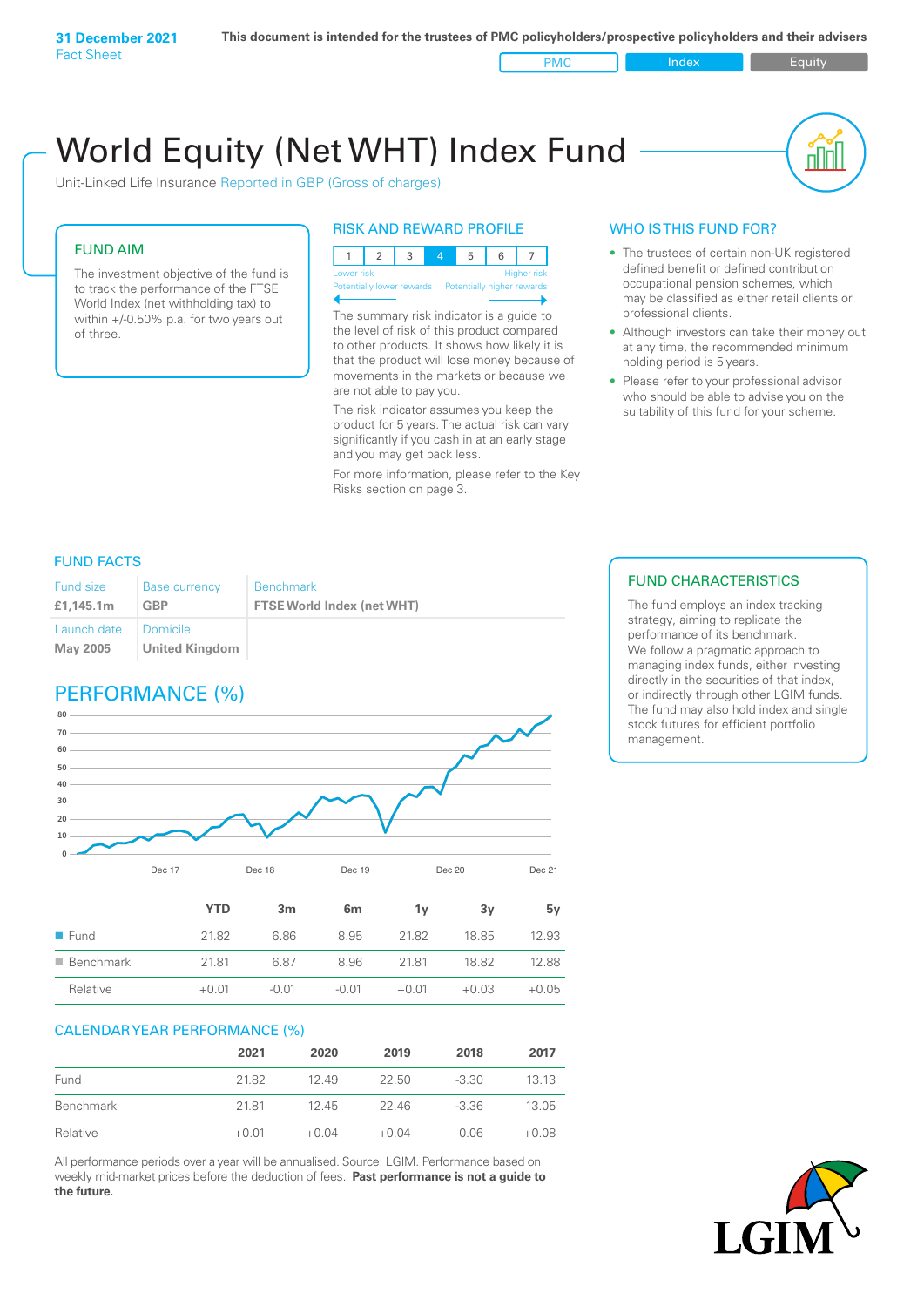**31 December 2021**
Fact Sheet

**This document is intended for the trustees of PMC policyholders/prospective policyholders and their advisers**

PMC | Index | Equity

# World Equity (Net WHT) Index Fund

Unit-Linked Life Insurance Reported in GBP (Gross of charges)

## FUND AIM

The investment objective of the fund is to track the performance of the FTSE World Index (net withholding tax) to within +/-0.50% p.a. for two years out of three.

## RISK AND REWARD PROFILE

| 1 | 2 | 3 | 4 | 5 | 6 | 7 |
|---|---|---|---|---|---|---|

Lower risk — Higher risk
Potentially lower rewards — Potentially higher rewards

The summary risk indicator is a guide to the level of risk of this product compared to other products. It shows how likely it is that the product will lose money because of movements in the markets or because we are not able to pay you.

The risk indicator assumes you keep the product for 5 years. The actual risk can vary significantly if you cash in at an early stage and you may get back less.

For more information, please refer to the Key Risks section on page 3.

## WHO IS THIS FUND FOR?

- The trustees of certain non-UK registered defined benefit or defined contribution occupational pension schemes, which may be classified as either retail clients or professional clients.
- Although investors can take their money out at any time, the recommended minimum holding period is 5 years.
- Please refer to your professional advisor who should be able to advise you on the suitability of this fund for your scheme.

## FUND FACTS

| Fund size | Base currency | Benchmark |
|---|---|---|
| **£1,145.1m** | **GBP** | **FTSE World Index (net WHT)** |
| Launch date | Domicile | |
| **May 2005** | **United Kingdom** | |

## FUND CHARACTERISTICS

The fund employs an index tracking strategy, aiming to replicate the performance of its benchmark. We follow a pragmatic approach to managing index funds, either investing directly in the securities of that index, or indirectly through other LGIM funds. The fund may also hold index and single stock futures for efficient portfolio management.

## PERFORMANCE (%)

| | YTD | 3m | 6m | 1y | 3y | 5y |
|---|---|---|---|---|---|---|
| Fund | 21.82 | 6.86 | 8.95 | 21.82 | 18.85 | 12.93 |
| Benchmark | 21.81 | 6.87 | 8.96 | 21.81 | 18.82 | 12.88 |
| Relative | +0.01 | -0.01 | -0.01 | +0.01 | +0.03 | +0.05 |

## CALENDAR YEAR PERFORMANCE (%)

| | 2021 | 2020 | 2019 | 2018 | 2017 |
|---|---|---|---|---|---|
| Fund | 21.82 | 12.49 | 22.50 | -3.30 | 13.13 |
| Benchmark | 21.81 | 12.45 | 22.46 | -3.36 | 13.05 |
| Relative | +0.01 | +0.04 | +0.04 | +0.06 | +0.08 |

All performance periods over a year will be annualised. Source: LGIM. Performance based on weekly mid-market prices before the deduction of fees. **Past performance is not a guide to the future.**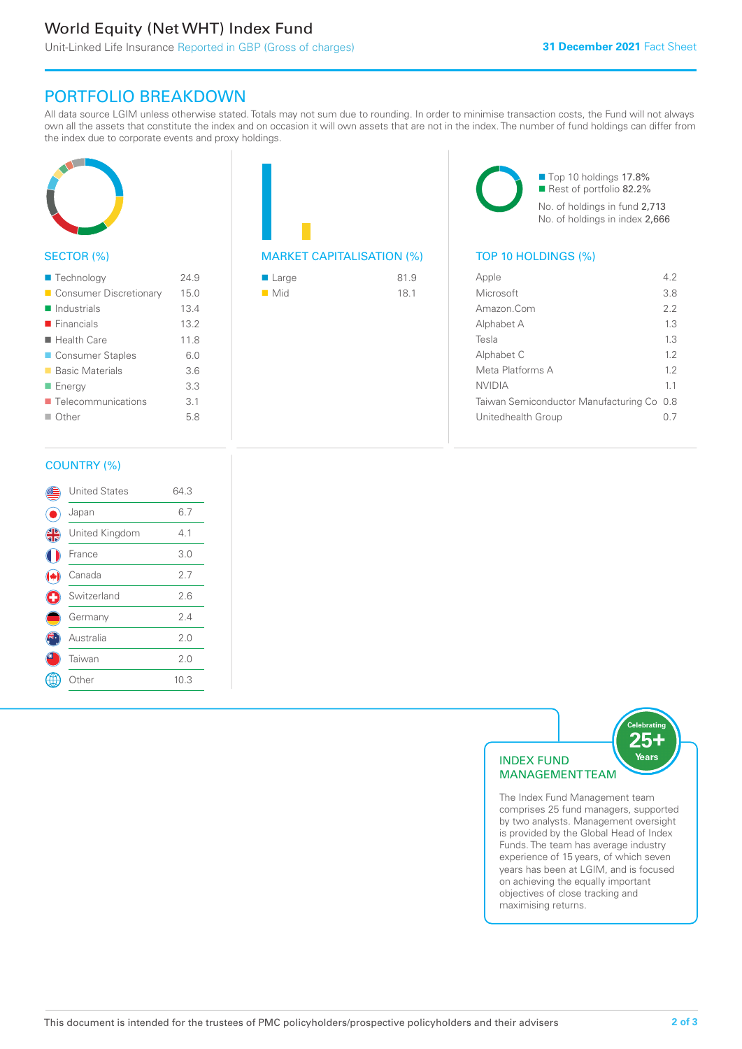World Equity (Net WHT) Index Fund

Unit-Linked Life Insurance Reported in GBP (Gross of charges)

**31 December 2021** Fact Sheet

## PORTFOLIO BREAKDOWN

All data source LGIM unless otherwise stated. Totals may not sum due to rounding. In order to minimise transaction costs, the Fund will not always own all the assets that constitute the index and on occasion it will own assets that are not in the index. The number of fund holdings can differ from the index due to corporate events and proxy holdings.

### SECTOR (%)

| Sector | % |
|---|---|
| Technology | 24.9 |
| Consumer Discretionary | 15.0 |
| Industrials | 13.4 |
| Financials | 13.2 |
| Health Care | 11.8 |
| Consumer Staples | 6.0 |
| Basic Materials | 3.6 |
| Energy | 3.3 |
| Telecommunications | 3.1 |
| Other | 5.8 |

### MARKET CAPITALISATION (%)

| Market Cap | % |
|---|---|
| Large | 81.9 |
| Mid | 18.1 |

Top 10 holdings 17.8%
Rest of portfolio 82.2%

No. of holdings in fund 2,713
No. of holdings in index 2,666

### TOP 10 HOLDINGS (%)

| Holding | % |
|---|---|
| Apple | 4.2 |
| Microsoft | 3.8 |
| Amazon.Com | 2.2 |
| Alphabet A | 1.3 |
| Tesla | 1.3 |
| Alphabet C | 1.2 |
| Meta Platforms A | 1.2 |
| NVIDIA | 1.1 |
| Taiwan Semiconductor Manufacturing Co | 0.8 |
| Unitedhealth Group | 0.7 |

### COUNTRY (%)

| Country | % |
|---|---|
| United States | 64.3 |
| Japan | 6.7 |
| United Kingdom | 4.1 |
| France | 3.0 |
| Canada | 2.7 |
| Switzerland | 2.6 |
| Germany | 2.4 |
| Australia | 2.0 |
| Taiwan | 2.0 |
| Other | 10.3 |

### INDEX FUND MANAGEMENT TEAM

Celebrating 25+ Years

The Index Fund Management team comprises 25 fund managers, supported by two analysts. Management oversight is provided by the Global Head of Index Funds. The team has average industry experience of 15 years, of which seven years has been at LGIM, and is focused on achieving the equally important objectives of close tracking and maximising returns.

This document is intended for the trustees of PMC policyholders/prospective policyholders and their advisers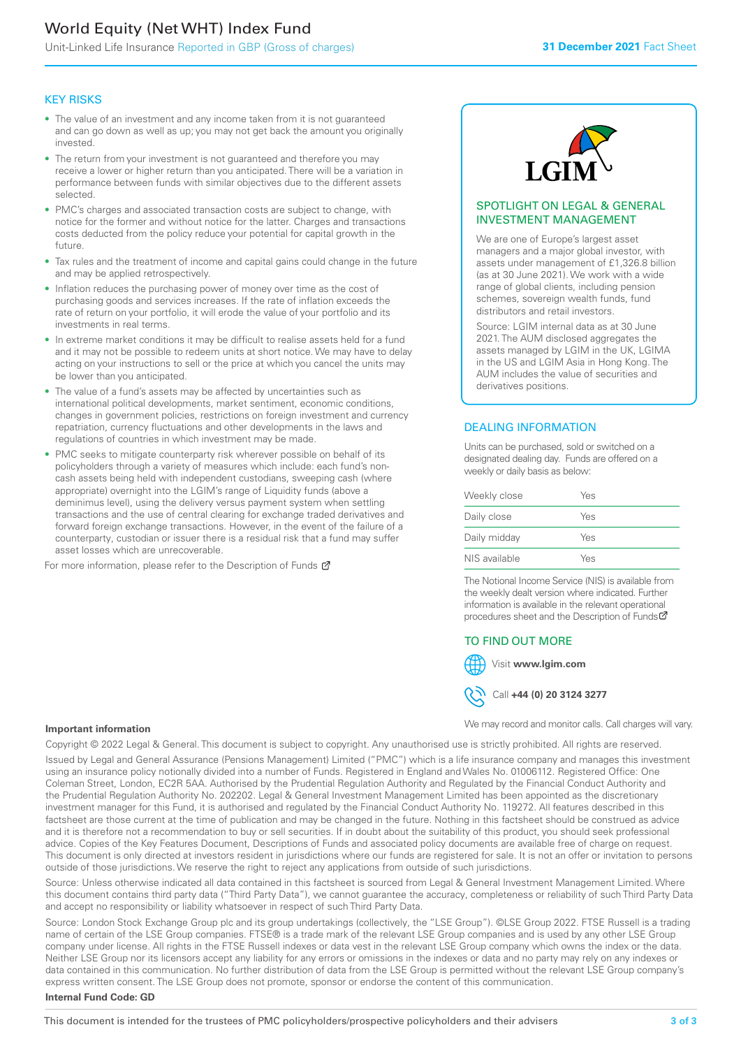## KEY RISKS

- The value of an investment and any income taken from it is not guaranteed and can go down as well as up; you may not get back the amount you originally invested.
- The return from your investment is not guaranteed and therefore you may receive a lower or higher return than you anticipated. There will be a variation in performance between funds with similar objectives due to the different assets selected.
- PMC's charges and associated transaction costs are subject to change, with notice for the former and without notice for the latter. Charges and transactions costs deducted from the policy reduce your potential for capital growth in the future.
- Tax rules and the treatment of income and capital gains could change in the future and may be applied retrospectively.
- Inflation reduces the purchasing power of money over time as the cost of purchasing goods and services increases. If the rate of inflation exceeds the rate of return on your portfolio, it will erode the value of your portfolio and its investments in real terms.
- In extreme market conditions it may be difficult to realise assets held for a fund and it may not be possible to redeem units at short notice. We may have to delay acting on your instructions to sell or the price at which you cancel the units may be lower than you anticipated.
- The value of a fund's assets may be affected by uncertainties such as international political developments, market sentiment, economic conditions, changes in government policies, restrictions on foreign investment and currency repatriation, currency fluctuations and other developments in the laws and regulations of countries in which investment may be made.
- PMC seeks to mitigate counterparty risk wherever possible on behalf of its policyholders through a variety of measures which include: each fund's non-cash assets being held with independent custodians, sweeping cash (where appropriate) overnight into the LGIM's range of Liquidity funds (above a deminimus level), using the delivery versus payment system when settling transactions and the use of central clearing for exchange traded derivatives and forward foreign exchange transactions. However, in the event of the failure of a counterparty, custodian or issuer there is a residual risk that a fund may suffer asset losses which are unrecoverable.

For more information, please refer to the Description of Funds

## SPOTLIGHT ON LEGAL & GENERAL INVESTMENT MANAGEMENT

We are one of Europe's largest asset managers and a major global investor, with assets under management of £1,326.8 billion (as at 30 June 2021). We work with a wide range of global clients, including pension schemes, sovereign wealth funds, fund distributors and retail investors.

Source: LGIM internal data as at 30 June 2021. The AUM disclosed aggregates the assets managed by LGIM in the UK, LGIMA in the US and LGIM Asia in Hong Kong. The AUM includes the value of securities and derivatives positions.

## DEALING INFORMATION

Units can be purchased, sold or switched on a designated dealing day. Funds are offered on a weekly or daily basis as below:

| | |
|---|---|
| Weekly close | Yes |
| Daily close | Yes |
| Daily midday | Yes |
| NIS available | Yes |

The Notional Income Service (NIS) is available from the weekly dealt version where indicated. Further information is available in the relevant operational procedures sheet and the Description of Funds

## TO FIND OUT MORE

Visit **www.lgim.com**

Call **+44 (0) 20 3124 3277**

We may record and monitor calls. Call charges will vary.

**Important information**

Copyright © 2022 Legal & General. This document is subject to copyright. Any unauthorised use is strictly prohibited. All rights are reserved.

Issued by Legal and General Assurance (Pensions Management) Limited ("PMC") which is a life insurance company and manages this investment using an insurance policy notionally divided into a number of Funds. Registered in England and Wales No. 01006112. Registered Office: One Coleman Street, London, EC2R 5AA. Authorised by the Prudential Regulation Authority and Regulated by the Financial Conduct Authority and the Prudential Regulation Authority No. 202202. Legal & General Investment Management Limited has been appointed as the discretionary investment manager for this Fund, it is authorised and regulated by the Financial Conduct Authority No. 119272. All features described in this factsheet are those current at the time of publication and may be changed in the future. Nothing in this factsheet should be construed as advice and it is therefore not a recommendation to buy or sell securities. If in doubt about the suitability of this product, you should seek professional advice. Copies of the Key Features Document, Descriptions of Funds and associated policy documents are available free of charge on request. This document is only directed at investors resident in jurisdictions where our funds are registered for sale. It is not an offer or invitation to persons outside of those jurisdictions. We reserve the right to reject any applications from outside of such jurisdictions.

Source: Unless otherwise indicated all data contained in this factsheet is sourced from Legal & General Investment Management Limited. Where this document contains third party data ("Third Party Data"), we cannot guarantee the accuracy, completeness or reliability of such Third Party Data and accept no responsibility or liability whatsoever in respect of such Third Party Data.

Source: London Stock Exchange Group plc and its group undertakings (collectively, the "LSE Group"). ©LSE Group 2022. FTSE Russell is a trading name of certain of the LSE Group companies. FTSE® is a trade mark of the relevant LSE Group companies and is used by any other LSE Group company under license. All rights in the FTSE Russell indexes or data vest in the relevant LSE Group company which owns the index or the data. Neither LSE Group nor its licensors accept any liability for any errors or omissions in the indexes or data and no party may rely on any indexes or data contained in this communication. No further distribution of data from the LSE Group is permitted without the relevant LSE Group company's express written consent. The LSE Group does not promote, sponsor or endorse the content of this communication.

**Internal Fund Code: GD**

This document is intended for the trustees of PMC policyholders/prospective policyholders and their advisers